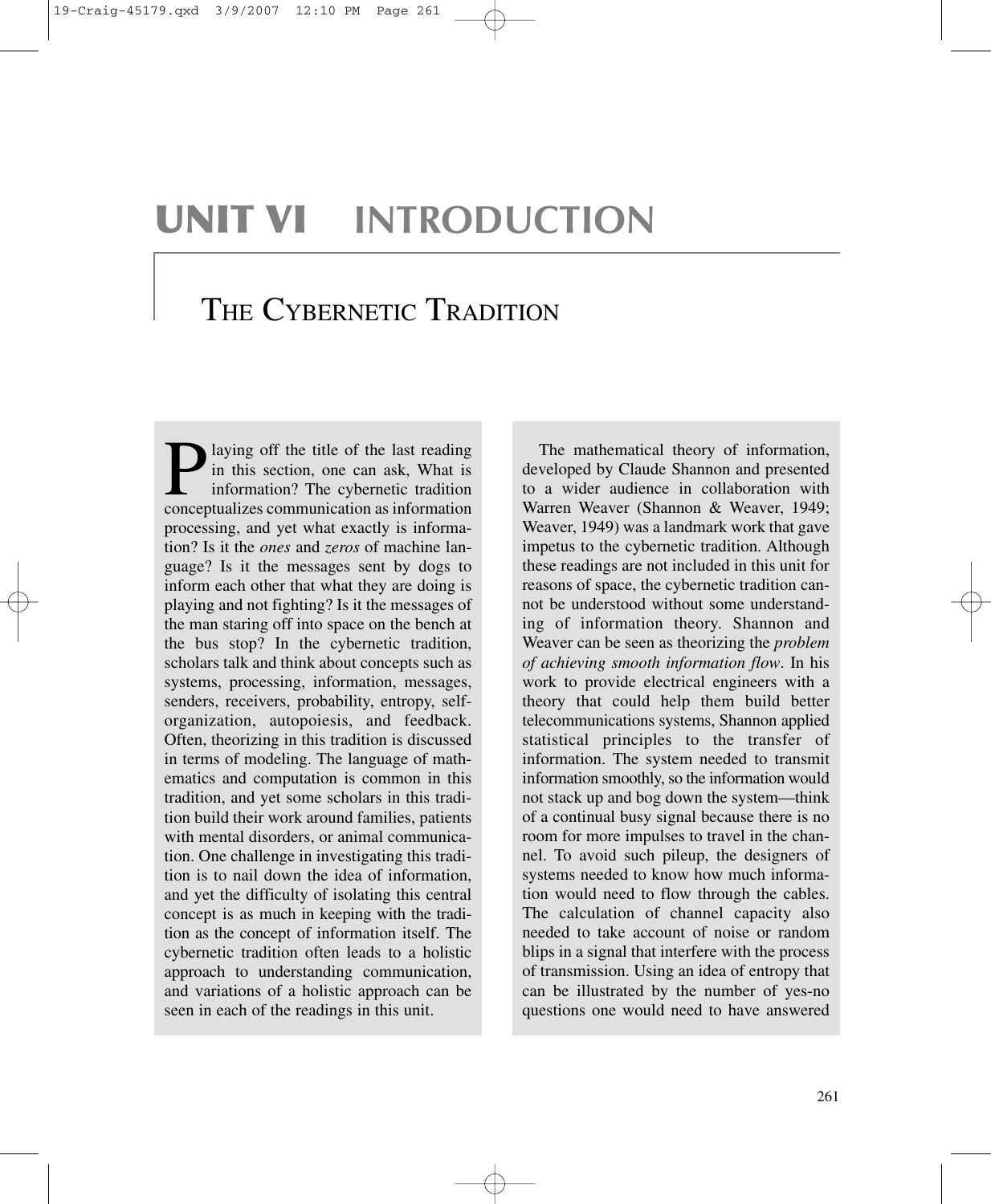# UNIT VI INTRODUCTION

## The Cybernetic Tradition

Playing off the title of the last reading in this section, one can ask, What is information? The cybernetic tradition conceptualizes communication as information processing, and yet what exactly is information? Is it the *ones* and *zeros* of machine language? Is it the messages sent by dogs to inform each other that what they are doing is playing and not fighting? Is it the messages of the man staring off into space on the bench at the bus stop? In the cybernetic tradition, scholars talk and think about concepts such as systems, processing, information, messages, senders, receivers, probability, entropy, self-organization, autopoiesis, and feedback. Often, theorizing in this tradition is discussed in terms of modeling. The language of mathematics and computation is common in this tradition, and yet some scholars in this tradition build their work around families, patients with mental disorders, or animal communication. One challenge in investigating this tradition is to nail down the idea of information, and yet the difficulty of isolating this central concept is as much in keeping with the tradition as the concept of information itself. The cybernetic tradition often leads to a holistic approach to understanding communication, and variations of a holistic approach can be seen in each of the readings in this unit.

The mathematical theory of information, developed by Claude Shannon and presented to a wider audience in collaboration with Warren Weaver (Shannon & Weaver, 1949; Weaver, 1949) was a landmark work that gave impetus to the cybernetic tradition. Although these readings are not included in this unit for reasons of space, the cybernetic tradition cannot be understood without some understanding of information theory. Shannon and Weaver can be seen as theorizing the *problem of achieving smooth information flow*. In his work to provide electrical engineers with a theory that could help them build better telecommunications systems, Shannon applied statistical principles to the transfer of information. The system needed to transmit information smoothly, so the information would not stack up and bog down the system—think of a continual busy signal because there is no room for more impulses to travel in the channel. To avoid such pileup, the designers of systems needed to know how much information would need to flow through the cables. The calculation of channel capacity also needed to take account of noise or random blips in a signal that interfere with the process of transmission. Using an idea of entropy that can be illustrated by the number of yes-no questions one would need to have answered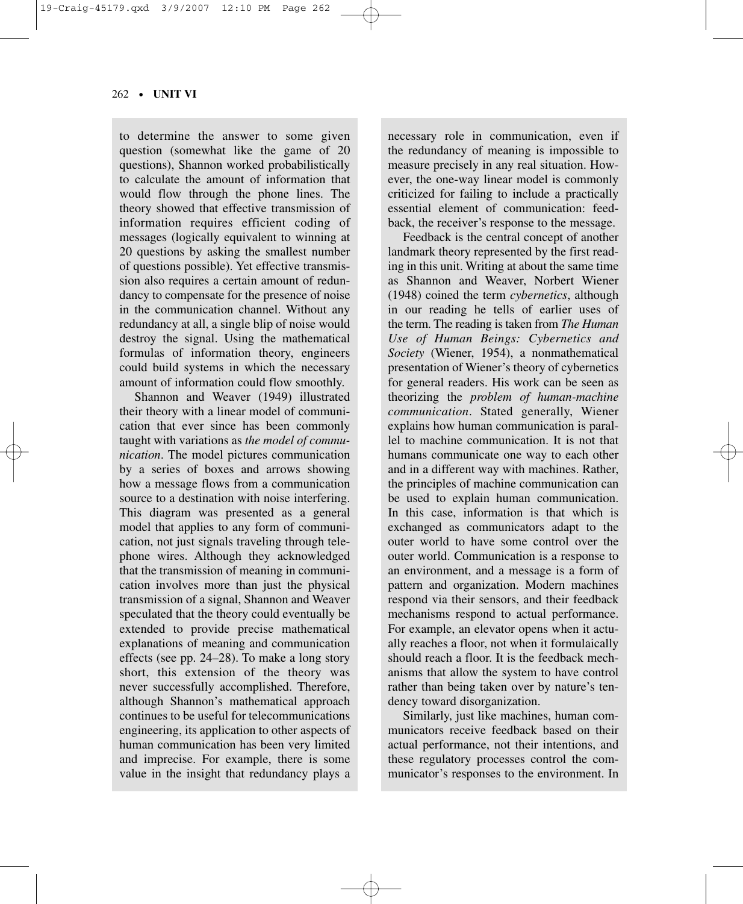to determine the answer to some given question (somewhat like the game of 20 questions), Shannon worked probabilistically to calculate the amount of information that would flow through the phone lines. The theory showed that effective transmission of information requires efficient coding of messages (logically equivalent to winning at 20 questions by asking the smallest number of questions possible). Yet effective transmission also requires a certain amount of redundancy to compensate for the presence of noise in the communication channel. Without any redundancy at all, a single blip of noise would destroy the signal. Using the mathematical formulas of information theory, engineers could build systems in which the necessary amount of information could flow smoothly.

Shannon and Weaver (1949) illustrated their theory with a linear model of communication that ever since has been commonly taught with variations as *the model of communication*. The model pictures communication by a series of boxes and arrows showing how a message flows from a communication source to a destination with noise interfering. This diagram was presented as a general model that applies to any form of communication, not just signals traveling through telephone wires. Although they acknowledged that the transmission of meaning in communication involves more than just the physical transmission of a signal, Shannon and Weaver speculated that the theory could eventually be extended to provide precise mathematical explanations of meaning and communication effects (see pp. 24–28). To make a long story short, this extension of the theory was never successfully accomplished. Therefore, although Shannon's mathematical approach continues to be useful for telecommunications engineering, its application to other aspects of human communication has been very limited and imprecise. For example, there is some value in the insight that redundancy plays a necessary role in communication, even if the redundancy of meaning is impossible to measure precisely in any real situation. However, the one-way linear model is commonly criticized for failing to include a practically essential element of communication: feedback, the receiver's response to the message.

Feedback is the central concept of another landmark theory represented by the first reading in this unit. Writing at about the same time as Shannon and Weaver, Norbert Wiener (1948) coined the term *cybernetics*, although in our reading he tells of earlier uses of the term. The reading is taken from *The Human Use of Human Beings: Cybernetics and Society* (Wiener, 1954), a nonmathematical presentation of Wiener's theory of cybernetics for general readers. His work can be seen as theorizing the *problem of human-machine communication*. Stated generally, Wiener explains how human communication is parallel to machine communication. It is not that humans communicate one way to each other and in a different way with machines. Rather, the principles of machine communication can be used to explain human communication. In this case, information is that which is exchanged as communicators adapt to the outer world to have some control over the outer world. Communication is a response to an environment, and a message is a form of pattern and organization. Modern machines respond via their sensors, and their feedback mechanisms respond to actual performance. For example, an elevator opens when it actually reaches a floor, not when it formulaically should reach a floor. It is the feedback mechanisms that allow the system to have control rather than being taken over by nature's tendency toward disorganization.

Similarly, just like machines, human communicators receive feedback based on their actual performance, not their intentions, and these regulatory processes control the communicator's responses to the environment. In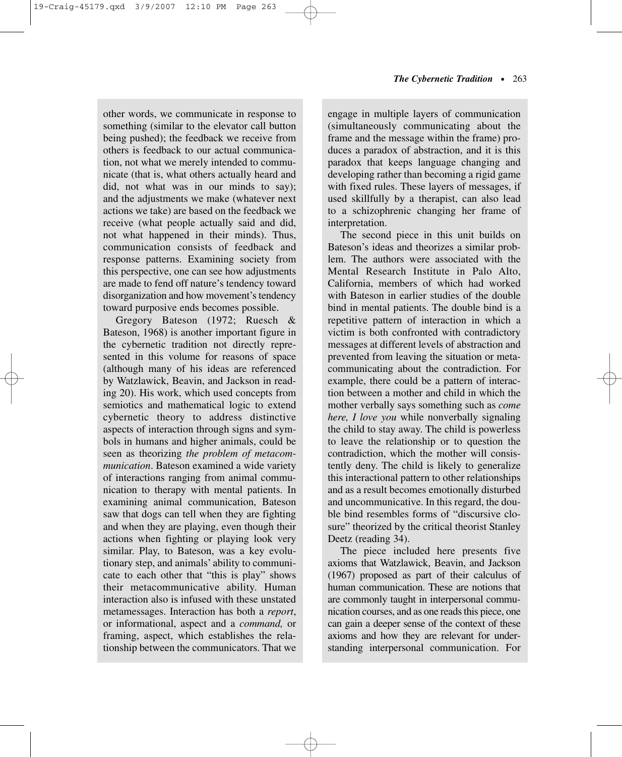other words, we communicate in response to something (similar to the elevator call button being pushed); the feedback we receive from others is feedback to our actual communication, not what we merely intended to communicate (that is, what others actually heard and did, not what was in our minds to say); and the adjustments we make (whatever next actions we take) are based on the feedback we receive (what people actually said and did, not what happened in their minds). Thus, communication consists of feedback and response patterns. Examining society from this perspective, one can see how adjustments are made to fend off nature's tendency toward disorganization and how movement's tendency toward purposive ends becomes possible.

Gregory Bateson (1972; Ruesch & Bateson, 1968) is another important figure in the cybernetic tradition not directly represented in this volume for reasons of space (although many of his ideas are referenced by Watzlawick, Beavin, and Jackson in reading 20). His work, which used concepts from semiotics and mathematical logic to extend cybernetic theory to address distinctive aspects of interaction through signs and symbols in humans and higher animals, could be seen as theorizing *the problem of metacommunication*. Bateson examined a wide variety of interactions ranging from animal communication to therapy with mental patients. In examining animal communication, Bateson saw that dogs can tell when they are fighting and when they are playing, even though their actions when fighting or playing look very similar. Play, to Bateson, was a key evolutionary step, and animals' ability to communicate to each other that "this is play" shows their metacommunicative ability. Human interaction also is infused with these unstated metamessages. Interaction has both a *report*, or informational, aspect and a *command,* or framing, aspect, which establishes the relationship between the communicators. That we engage in multiple layers of communication (simultaneously communicating about the frame and the message within the frame) produces a paradox of abstraction, and it is this paradox that keeps language changing and developing rather than becoming a rigid game with fixed rules. These layers of messages, if used skillfully by a therapist, can also lead to a schizophrenic changing her frame of interpretation.

The second piece in this unit builds on Bateson's ideas and theorizes a similar problem. The authors were associated with the Mental Research Institute in Palo Alto, California, members of which had worked with Bateson in earlier studies of the double bind in mental patients. The double bind is a repetitive pattern of interaction in which a victim is both confronted with contradictory messages at different levels of abstraction and prevented from leaving the situation or metacommunicating about the contradiction. For example, there could be a pattern of interaction between a mother and child in which the mother verbally says something such as *come here, I love you* while nonverbally signaling the child to stay away. The child is powerless to leave the relationship or to question the contradiction, which the mother will consistently deny. The child is likely to generalize this interactional pattern to other relationships and as a result becomes emotionally disturbed and uncommunicative. In this regard, the double bind resembles forms of "discursive closure" theorized by the critical theorist Stanley Deetz (reading 34).

The piece included here presents five axioms that Watzlawick, Beavin, and Jackson (1967) proposed as part of their calculus of human communication. These are notions that are commonly taught in interpersonal communication courses, and as one reads this piece, one can gain a deeper sense of the context of these axioms and how they are relevant for understanding interpersonal communication. For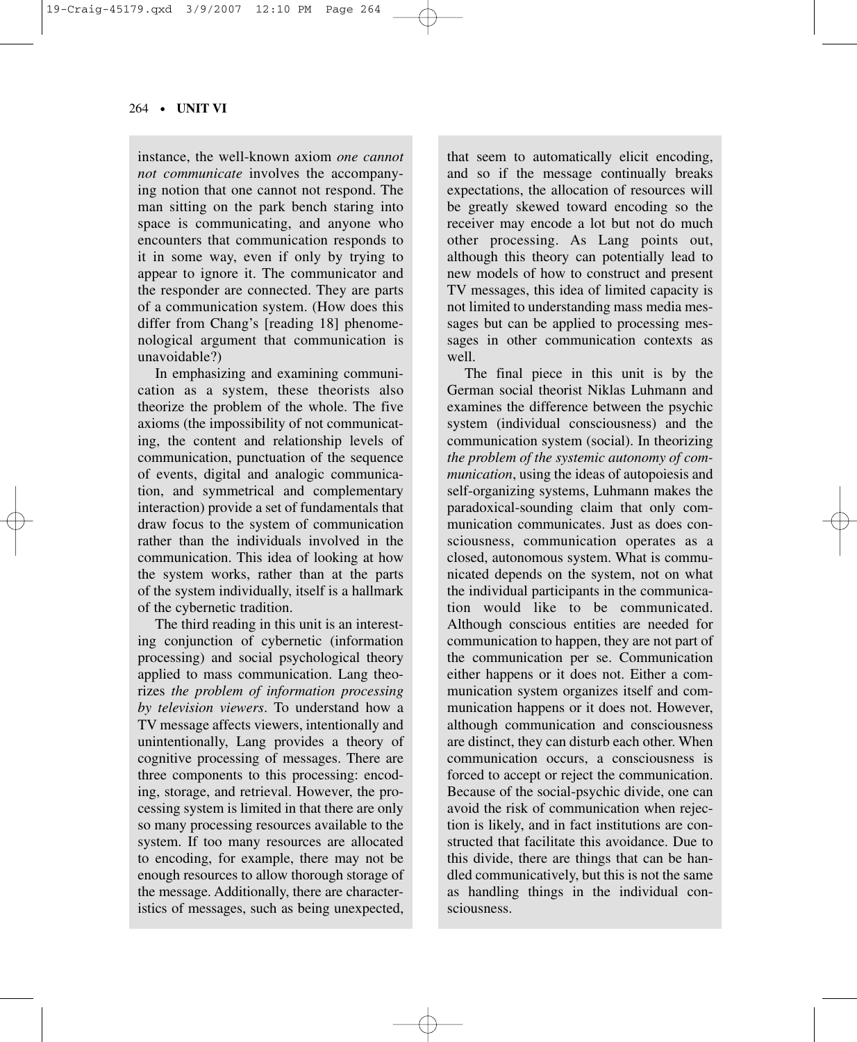instance, the well-known axiom *one cannot not communicate* involves the accompanying notion that one cannot not respond. The man sitting on the park bench staring into space is communicating, and anyone who encounters that communication responds to it in some way, even if only by trying to appear to ignore it. The communicator and the responder are connected. They are parts of a communication system. (How does this differ from Chang's [reading 18] phenomenological argument that communication is unavoidable?)

In emphasizing and examining communication as a system, these theorists also theorize the problem of the whole. The five axioms (the impossibility of not communicating, the content and relationship levels of communication, punctuation of the sequence of events, digital and analogic communication, and symmetrical and complementary interaction) provide a set of fundamentals that draw focus to the system of communication rather than the individuals involved in the communication. This idea of looking at how the system works, rather than at the parts of the system individually, itself is a hallmark of the cybernetic tradition.

The third reading in this unit is an interesting conjunction of cybernetic (information processing) and social psychological theory applied to mass communication. Lang theorizes *the problem of information processing by television viewers*. To understand how a TV message affects viewers, intentionally and unintentionally, Lang provides a theory of cognitive processing of messages. There are three components to this processing: encoding, storage, and retrieval. However, the processing system is limited in that there are only so many processing resources available to the system. If too many resources are allocated to encoding, for example, there may not be enough resources to allow thorough storage of the message. Additionally, there are characteristics of messages, such as being unexpected, that seem to automatically elicit encoding, and so if the message continually breaks expectations, the allocation of resources will be greatly skewed toward encoding so the receiver may encode a lot but not do much other processing. As Lang points out, although this theory can potentially lead to new models of how to construct and present TV messages, this idea of limited capacity is not limited to understanding mass media messages but can be applied to processing messages in other communication contexts as well.

The final piece in this unit is by the German social theorist Niklas Luhmann and examines the difference between the psychic system (individual consciousness) and the communication system (social). In theorizing *the problem of the systemic autonomy of communication*, using the ideas of autopoiesis and self-organizing systems, Luhmann makes the paradoxical-sounding claim that only communication communicates. Just as does consciousness, communication operates as a closed, autonomous system. What is communicated depends on the system, not on what the individual participants in the communication would like to be communicated. Although conscious entities are needed for communication to happen, they are not part of the communication per se. Communication either happens or it does not. Either a communication system organizes itself and communication happens or it does not. However, although communication and consciousness are distinct, they can disturb each other. When communication occurs, a consciousness is forced to accept or reject the communication. Because of the social-psychic divide, one can avoid the risk of communication when rejection is likely, and in fact institutions are constructed that facilitate this avoidance. Due to this divide, there are things that can be handled communicatively, but this is not the same as handling things in the individual consciousness.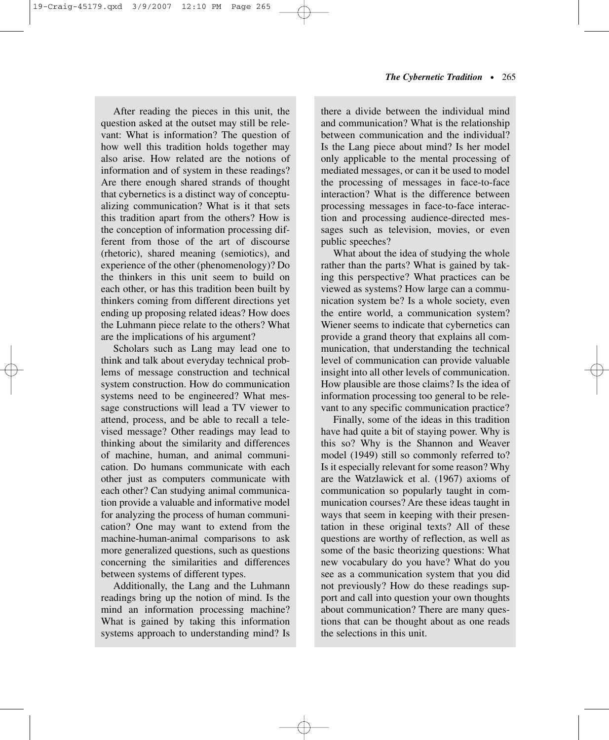After reading the pieces in this unit, the question asked at the outset may still be relevant: What is information? The question of how well this tradition holds together may also arise. How related are the notions of information and of system in these readings? Are there enough shared strands of thought that cybernetics is a distinct way of conceptualizing communication? What is it that sets this tradition apart from the others? How is the conception of information processing different from those of the art of discourse (rhetoric), shared meaning (semiotics), and experience of the other (phenomenology)? Do the thinkers in this unit seem to build on each other, or has this tradition been built by thinkers coming from different directions yet ending up proposing related ideas? How does the Luhmann piece relate to the others? What are the implications of his argument?

Scholars such as Lang may lead one to think and talk about everyday technical problems of message construction and technical system construction. How do communication systems need to be engineered? What message constructions will lead a TV viewer to attend, process, and be able to recall a televised message? Other readings may lead to thinking about the similarity and differences of machine, human, and animal communication. Do humans communicate with each other just as computers communicate with each other? Can studying animal communication provide a valuable and informative model for analyzing the process of human communication? One may want to extend from the machine-human-animal comparisons to ask more generalized questions, such as questions concerning the similarities and differences between systems of different types.

Additionally, the Lang and the Luhmann readings bring up the notion of mind. Is the mind an information processing machine? What is gained by taking this information systems approach to understanding mind? Is there a divide between the individual mind and communication? What is the relationship between communication and the individual? Is the Lang piece about mind? Is her model only applicable to the mental processing of mediated messages, or can it be used to model the processing of messages in face-to-face interaction? What is the difference between processing messages in face-to-face interaction and processing audience-directed messages such as television, movies, or even public speeches?

What about the idea of studying the whole rather than the parts? What is gained by taking this perspective? What practices can be viewed as systems? How large can a communication system be? Is a whole society, even the entire world, a communication system? Wiener seems to indicate that cybernetics can provide a grand theory that explains all communication, that understanding the technical level of communication can provide valuable insight into all other levels of communication. How plausible are those claims? Is the idea of information processing too general to be relevant to any specific communication practice?

Finally, some of the ideas in this tradition have had quite a bit of staying power. Why is this so? Why is the Shannon and Weaver model (1949) still so commonly referred to? Is it especially relevant for some reason? Why are the Watzlawick et al. (1967) axioms of communication so popularly taught in communication courses? Are these ideas taught in ways that seem in keeping with their presentation in these original texts? All of these questions are worthy of reflection, as well as some of the basic theorizing questions: What new vocabulary do you have? What do you see as a communication system that you did not previously? How do these readings support and call into question your own thoughts about communication? There are many questions that can be thought about as one reads the selections in this unit.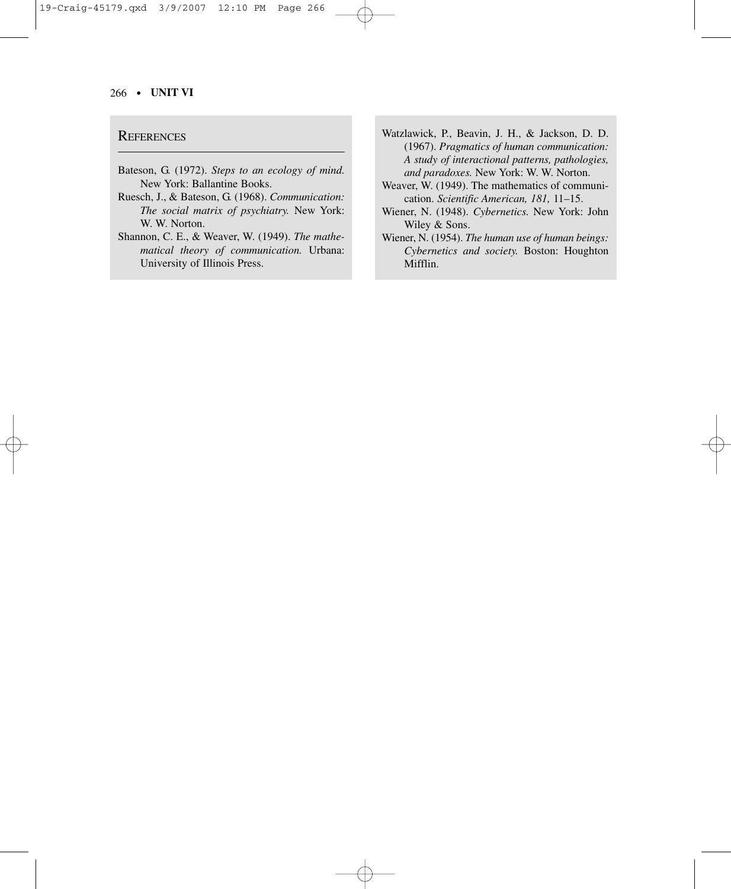## References

Bateson, G. (1972). *Steps to an ecology of mind.* New York: Ballantine Books.

Ruesch, J., & Bateson, G. (1968). *Communication: The social matrix of psychiatry.* New York: W. W. Norton.

Shannon, C. E., & Weaver, W. (1949). *The mathematical theory of communication.* Urbana: University of Illinois Press.

Watzlawick, P., Beavin, J. H., & Jackson, D. D. (1967). *Pragmatics of human communication: A study of interactional patterns, pathologies, and paradoxes.* New York: W. W. Norton.

Weaver, W. (1949). The mathematics of communication. *Scientific American, 181,* 11–15.

Wiener, N. (1948). *Cybernetics.* New York: John Wiley & Sons.

Wiener, N. (1954). *The human use of human beings: Cybernetics and society.* Boston: Houghton Mifflin.